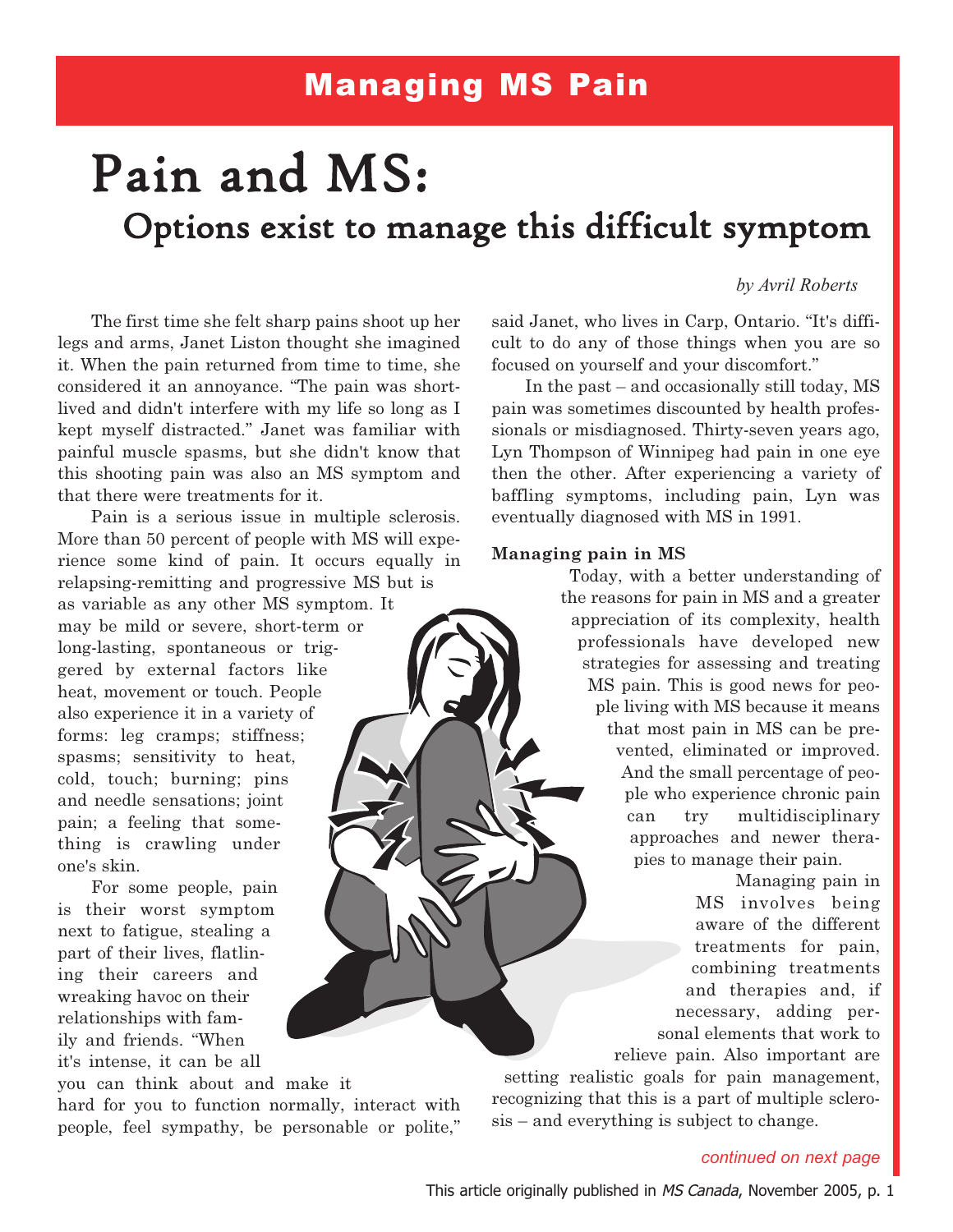## Managing MS Pain

# Pain and MS:

## Options exist to manage this difficult symptom

*by Avril Roberts*

The first time she felt sharp pains shoot up her legs and arms, Janet Liston thought she imagined it. When the pain returned from time to time, she considered it an annoyance. "The pain was short-lived and didn't interfere with my life so long as I kept myself distracted." Janet was familiar with painful muscle spasms, but she didn't know that this shooting pain was also an MS symptom and that there were treatments for it.

Pain is a serious issue in multiple sclerosis. More than 50 percent of people with MS will experience some kind of pain. It occurs equally in relapsing-remitting and progressive MS but is as variable as any other MS symptom. It may be mild or severe, short-term or long-lasting, spontaneous or triggered by external factors like heat, movement or touch. People also experience it in a variety of forms: leg cramps; stiffness; spasms; sensitivity to heat, cold, touch; burning; pins and needle sensations; joint pain; a feeling that something is crawling under one's skin.

For some people, pain is their worst symptom next to fatigue, stealing a part of their lives, flatlining their careers and wreaking havoc on their relationships with family and friends. "When it's intense, it can be all you can think about and make it hard for you to function normally, interact with people, feel sympathy, be personable or polite," said Janet, who lives in Carp, Ontario. "It's difficult to do any of those things when you are so focused on yourself and your discomfort."

In the past – and occasionally still today, MS pain was sometimes discounted by health professionals or misdiagnosed. Thirty-seven years ago, Lyn Thompson of Winnipeg had pain in one eye then the other. After experiencing a variety of baffling symptoms, including pain, Lyn was eventually diagnosed with MS in 1991.

**Managing pain in MS**

Today, with a better understanding of the reasons for pain in MS and a greater appreciation of its complexity, health professionals have developed new strategies for assessing and treating MS pain. This is good news for people living with MS because it means that most pain in MS can be prevented, eliminated or improved. And the small percentage of people who experience chronic pain can try multidisciplinary approaches and newer therapies to manage their pain.

Managing pain in MS involves being aware of the different treatments for pain, combining treatments and therapies and, if necessary, adding personal elements that work to relieve pain. Also important are setting realistic goals for pain management, recognizing that this is a part of multiple sclerosis – and everything is subject to change.

*continued on next page*

This article originally published in *MS Canada*, November 2005, p. 1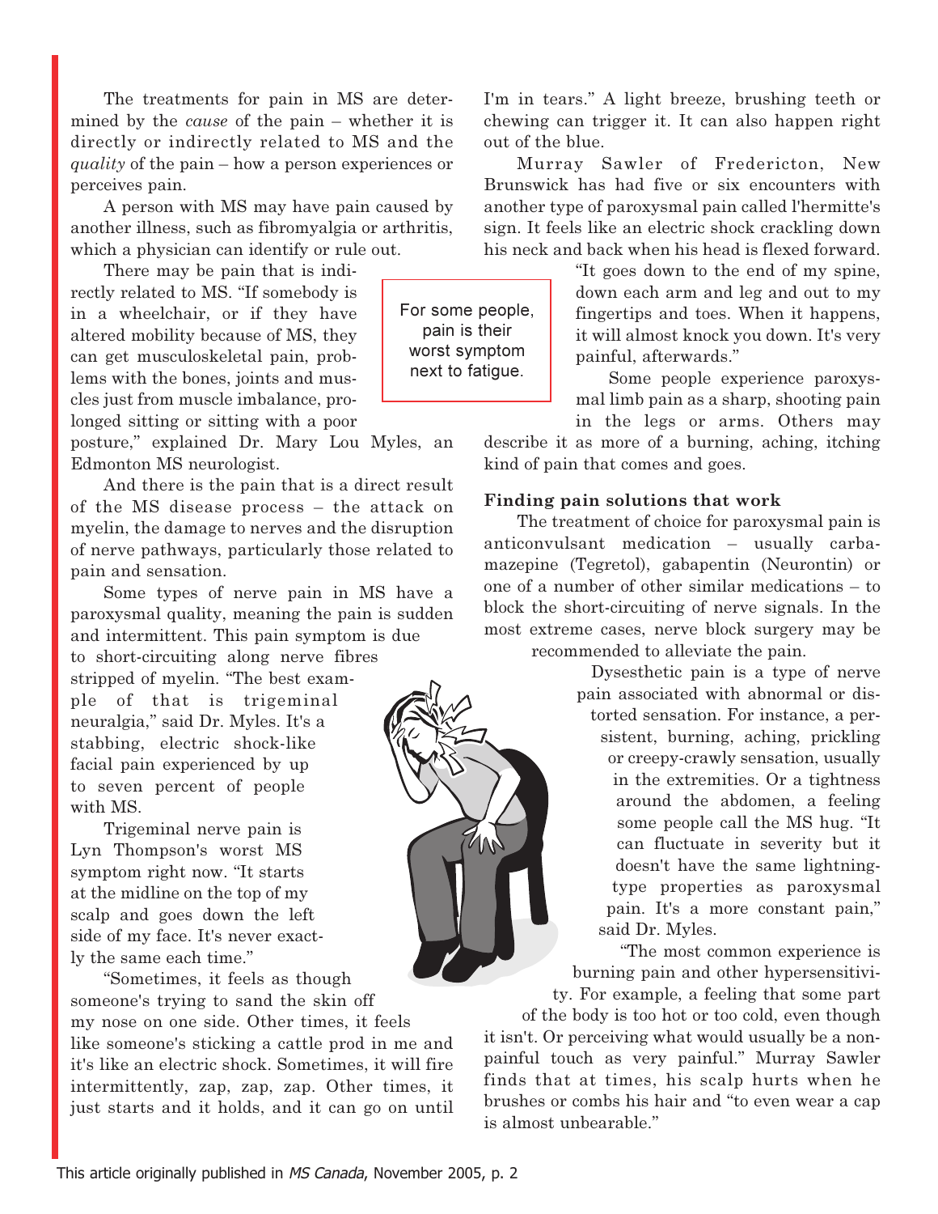The treatments for pain in MS are determined by the *cause* of the pain – whether it is directly or indirectly related to MS and the *quality* of the pain – how a person experiences or perceives pain.

A person with MS may have pain caused by another illness, such as fibromyalgia or arthritis, which a physician can identify or rule out.

There may be pain that is indirectly related to MS. "If somebody is in a wheelchair, or if they have altered mobility because of MS, they can get musculoskeletal pain, problems with the bones, joints and muscles just from muscle imbalance, prolonged sitting or sitting with a poor posture," explained Dr. Mary Lou Myles, an Edmonton MS neurologist.

> For some people, pain is their worst symptom next to fatigue.

And there is the pain that is a direct result of the MS disease process – the attack on myelin, the damage to nerves and the disruption of nerve pathways, particularly those related to pain and sensation.

Some types of nerve pain in MS have a paroxysmal quality, meaning the pain is sudden and intermittent. This pain symptom is due to short-circuiting along nerve fibres stripped of myelin. "The best example of that is trigeminal neuralgia," said Dr. Myles. It's a stabbing, electric shock-like facial pain experienced by up to seven percent of people with MS.

Trigeminal nerve pain is Lyn Thompson's worst MS symptom right now. "It starts at the midline on the top of my scalp and goes down the left side of my face. It's never exactly the same each time."

"Sometimes, it feels as though someone's trying to sand the skin off my nose on one side. Other times, it feels like someone's sticking a cattle prod in me and it's like an electric shock. Sometimes, it will fire intermittently, zap, zap, zap. Other times, it just starts and it holds, and it can go on until I'm in tears." A light breeze, brushing teeth or chewing can trigger it. It can also happen right out of the blue.

Murray Sawler of Fredericton, New Brunswick has had five or six encounters with another type of paroxysmal pain called l'hermitte's sign. It feels like an electric shock crackling down his neck and back when his head is flexed forward. "It goes down to the end of my spine, down each arm and leg and out to my fingertips and toes. When it happens, it will almost knock you down. It's very painful, afterwards."

Some people experience paroxysmal limb pain as a sharp, shooting pain in the legs or arms. Others may describe it as more of a burning, aching, itching kind of pain that comes and goes.

**Finding pain solutions that work**

The treatment of choice for paroxysmal pain is anticonvulsant medication – usually carbamazepine (Tegretol), gabapentin (Neurontin) or one of a number of other similar medications – to block the short-circuiting of nerve signals. In the most extreme cases, nerve block surgery may be recommended to alleviate the pain.

Dysesthetic pain is a type of nerve pain associated with abnormal or distorted sensation. For instance, a persistent, burning, aching, prickling or creepy-crawly sensation, usually in the extremities. Or a tightness around the abdomen, a feeling some people call the MS hug. "It can fluctuate in severity but it doesn't have the same lightning-type properties as paroxysmal pain. It's a more constant pain," said Dr. Myles.

"The most common experience is burning pain and other hypersensitivity. For example, a feeling that some part of the body is too hot or too cold, even though it isn't. Or perceiving what would usually be a non-painful touch as very painful." Murray Sawler finds that at times, his scalp hurts when he brushes or combs his hair and "to even wear a cap is almost unbearable."

This article originally published in *MS Canada*, November 2005, p. 2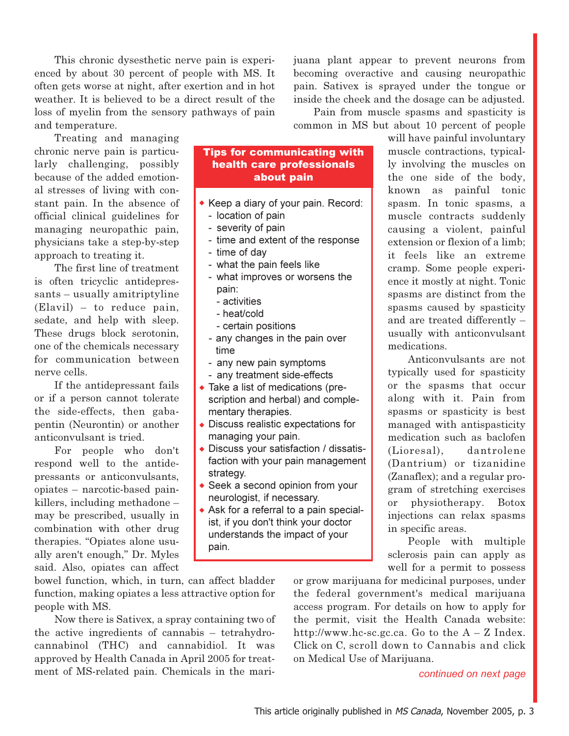This chronic dysesthetic nerve pain is experienced by about 30 percent of people with MS. It often gets worse at night, after exertion and in hot weather. It is believed to be a direct result of the loss of myelin from the sensory pathways of pain and temperature.

Treating and managing chronic nerve pain is particularly challenging, possibly because of the added emotional stresses of living with constant pain. In the absence of official clinical guidelines for managing neuropathic pain, physicians take a step-by-step approach to treating it.

The first line of treatment is often tricyclic antidepressants – usually amitriptyline (Elavil) – to reduce pain, sedate, and help with sleep. These drugs block serotonin, one of the chemicals necessary for communication between nerve cells.

If the antidepressant fails or if a person cannot tolerate the side-effects, then gabapentin (Neurontin) or another anticonvulsant is tried.

For people who don't respond well to the antidepressants or anticonvulsants, opiates – narcotic-based painkillers, including methadone – may be prescribed, usually in combination with other drug therapies. "Opiates alone usually aren't enough," Dr. Myles said. Also, opiates can affect bowel function, which, in turn, can affect bladder function, making opiates a less attractive option for people with MS.

Now there is Sativex, a spray containing two of the active ingredients of cannabis – tetrahydrocannabinol (THC) and cannabidiol. It was approved by Health Canada in April 2005 for treatment of MS-related pain. Chemicals in the marijuana plant appear to prevent neurons from becoming overactive and causing neuropathic pain. Sativex is sprayed under the tongue or inside the cheek and the dosage can be adjusted.

Pain from muscle spasms and spasticity is common in MS but about 10 percent of people will have painful involuntary muscle contractions, typically involving the muscles on the one side of the body, known as painful tonic spasm. In tonic spasms, a muscle contracts suddenly causing a violent, painful extension or flexion of a limb; it feels like an extreme cramp. Some people experience it mostly at night. Tonic spasms are distinct from the spasms caused by spasticity and are treated differently – usually with anticonvulsant medications.

Anticonvulsants are not typically used for spasticity or the spasms that occur along with it. Pain from spasms or spasticity is best managed with antispasticity medication such as baclofen (Lioresal), dantrolene (Dantrium) or tizanidine (Zanaflex); and a regular program of stretching exercises or physiotherapy. Botox injections can relax spasms in specific areas.

People with multiple sclerosis pain can apply as well for a permit to possess or grow marijuana for medicinal purposes, under the federal government's medical marijuana access program. For details on how to apply for the permit, visit the Health Canada website: http://www.hc-sc.gc.ca. Go to the A – Z Index. Click on C, scroll down to Cannabis and click on Medical Use of Marijuana.

### Tips for communicating with health care professionals about pain

- Keep a diary of your pain. Record:
  - location of pain
  - severity of pain
  - time and extent of the response
  - time of day
  - what the pain feels like
  - what improves or worsens the pain:
    - activities
    - heat/cold
    - certain positions
  - any changes in the pain over time
  - any new pain symptoms
  - any treatment side-effects
- Take a list of medications (prescription and herbal) and complementary therapies.
- Discuss realistic expectations for managing your pain.
- Discuss your satisfaction / dissatisfaction with your pain management strategy.
- Seek a second opinion from your neurologist, if necessary.
- Ask for a referral to a pain specialist, if you don't think your doctor understands the impact of your pain.

*continued on next page*

This article originally published in *MS Canada*, November 2005, p. 3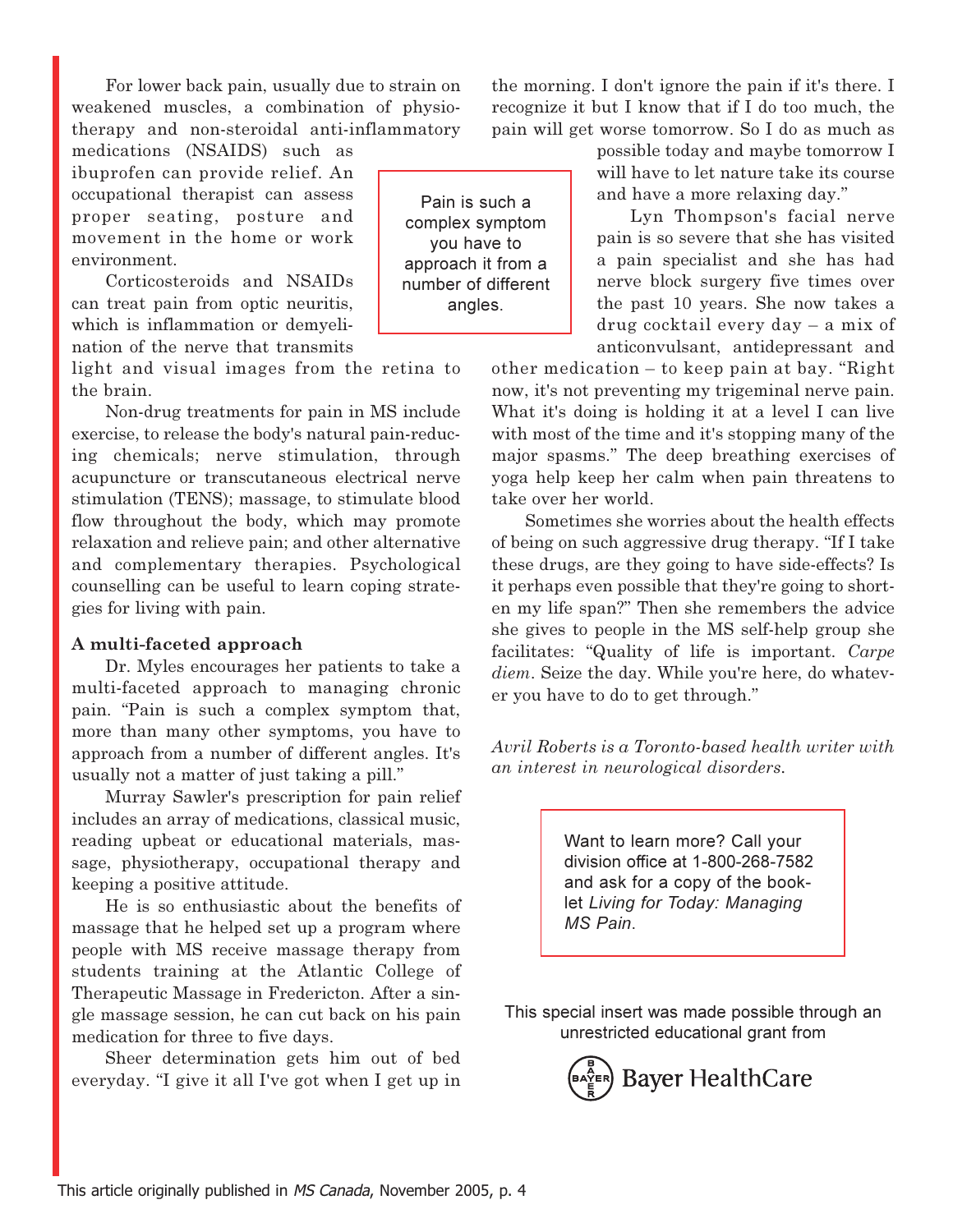For lower back pain, usually due to strain on weakened muscles, a combination of physiotherapy and non-steroidal anti-inflammatory medications (NSAIDS) such as ibuprofen can provide relief. An occupational therapist can assess proper seating, posture and movement in the home or work environment.

Corticosteroids and NSAIDs can treat pain from optic neuritis, which is inflammation or demyelination of the nerve that transmits light and visual images from the retina to the brain.

Non-drug treatments for pain in MS include exercise, to release the body's natural pain-reducing chemicals; nerve stimulation, through acupuncture or transcutaneous electrical nerve stimulation (TENS); massage, to stimulate blood flow throughout the body, which may promote relaxation and relieve pain; and other alternative and complementary therapies. Psychological counselling can be useful to learn coping strategies for living with pain.

Pain is such a complex symptom you have to approach it from a number of different angles.

### A multi-faceted approach

Dr. Myles encourages her patients to take a multi-faceted approach to managing chronic pain. "Pain is such a complex symptom that, more than many other symptoms, you have to approach from a number of different angles. It's usually not a matter of just taking a pill."

Murray Sawler's prescription for pain relief includes an array of medications, classical music, reading upbeat or educational materials, massage, physiotherapy, occupational therapy and keeping a positive attitude.

He is so enthusiastic about the benefits of massage that he helped set up a program where people with MS receive massage therapy from students training at the Atlantic College of Therapeutic Massage in Fredericton. After a single massage session, he can cut back on his pain medication for three to five days.

Sheer determination gets him out of bed everyday. "I give it all I've got when I get up in the morning. I don't ignore the pain if it's there. I recognize it but I know that if I do too much, the pain will get worse tomorrow. So I do as much as possible today and maybe tomorrow I will have to let nature take its course and have a more relaxing day."

Lyn Thompson's facial nerve pain is so severe that she has visited a pain specialist and she has had nerve block surgery five times over the past 10 years. She now takes a drug cocktail every day – a mix of anticonvulsant, antidepressant and other medication – to keep pain at bay. "Right now, it's not preventing my trigeminal nerve pain. What it's doing is holding it at a level I can live with most of the time and it's stopping many of the major spasms." The deep breathing exercises of yoga help keep her calm when pain threatens to take over her world.

Sometimes she worries about the health effects of being on such aggressive drug therapy. "If I take these drugs, are they going to have side-effects? Is it perhaps even possible that they're going to shorten my life span?" Then she remembers the advice she gives to people in the MS self-help group she facilitates: "Quality of life is important. *Carpe diem*. Seize the day. While you're here, do whatever you have to do to get through."

*Avril Roberts is a Toronto-based health writer with an interest in neurological disorders.*

Want to learn more? Call your division office at 1-800-268-7582 and ask for a copy of the booklet *Living for Today: Managing MS Pain*.

This special insert was made possible through an unrestricted educational grant from

Bayer HealthCare

This article originally published in *MS Canada*, November 2005, p. 4